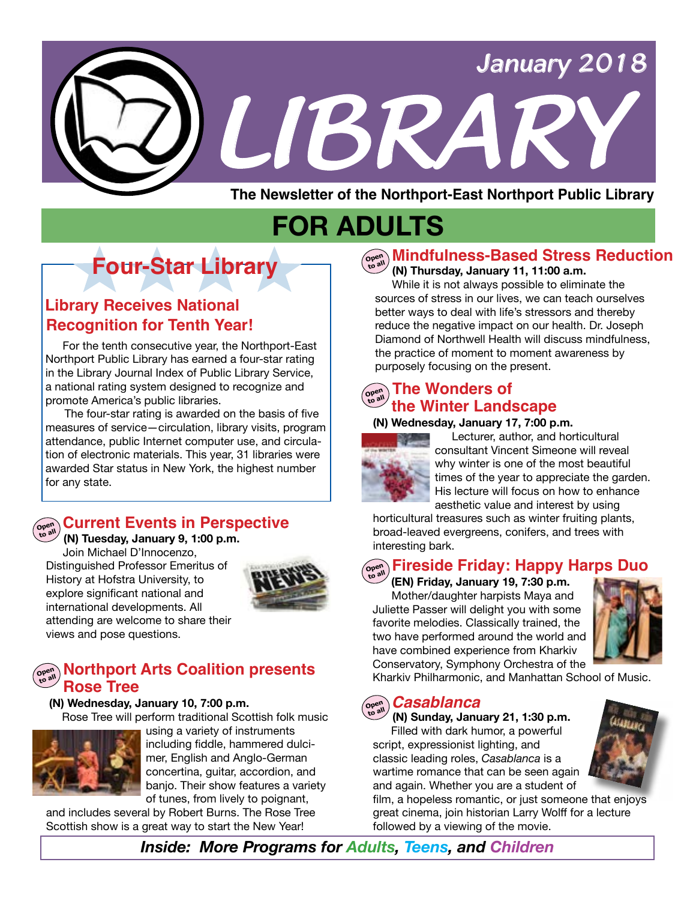# LIBRARY

January 2018

**The Newsletter of the Northport-East Northport Public Library**

# FOR ADULTS

## Four-Star Library

### Library Receives National Recognition for Tenth Year!

For the tenth consecutive year, the Northport-East Northport Public Library has earned a four-star rating in the Library Journal Index of Public Library Service, a national rating system designed to recognize and promote America's public libraries.

The four-star rating is awarded on the basis of five measures of service—circulation, library visits, program attendance, public Internet computer use, and circulation of electronic materials. This year, 31 libraries were awarded Star status in New York, the highest number for any state.

## Current Events in Perspective

Open to all

**(N) Tuesday, January 9, 1:00 p.m.**

Join Michael D'Innocenzo, Distinguished Professor Emeritus of History at Hofstra University, to explore significant national and international developments. All attending are welcome to share their views and pose questions.

## Northport Arts Coalition presents Rose Tree

Open to all

**(N) Wednesday, January 10, 7:00 p.m.**

Rose Tree will perform traditional Scottish folk music using a variety of instruments including fiddle, hammered dulcimer, English and Anglo-German concertina, guitar, accordion, and banjo. Their show features a variety of tunes, from lively to poignant, and includes several by Robert Burns. The Rose Tree Scottish show is a great way to start the New Year!

## Mindfulness-Based Stress Reduction

Open to all

**(N) Thursday, January 11, 11:00 a.m.**

While it is not always possible to eliminate the sources of stress in our lives, we can teach ourselves better ways to deal with life's stressors and thereby reduce the negative impact on our health. Dr. Joseph Diamond of Northwell Health will discuss mindfulness, the practice of moment to moment awareness by purposely focusing on the present.

## The Wonders of the Winter Landscape

Open to all

**(N) Wednesday, January 17, 7:00 p.m.**

Lecturer, author, and horticultural consultant Vincent Simeone will reveal why winter is one of the most beautiful times of the year to appreciate the garden. His lecture will focus on how to enhance aesthetic value and interest by using horticultural treasures such as winter fruiting plants, broad-leaved evergreens, conifers, and trees with interesting bark.

## Fireside Friday: Happy Harps Duo

Open to all

**(EN) Friday, January 19, 7:30 p.m.**

Mother/daughter harpists Maya and Juliette Passer will delight you with some favorite melodies. Classically trained, the two have performed around the world and have combined experience from Kharkiv Conservatory, Symphony Orchestra of the Kharkiv Philharmonic, and Manhattan School of Music.

## *Casablanca*

Open to all

**(N) Sunday, January 21, 1:30 p.m.**

Filled with dark humor, a powerful script, expressionist lighting, and classic leading roles, *Casablanca* is a wartime romance that can be seen again and again. Whether you are a student of film, a hopeless romantic, or just someone that enjoys great cinema, join historian Larry Wolff for a lecture followed by a viewing of the movie.

***Inside: More Programs for Adults, Teens, and Children***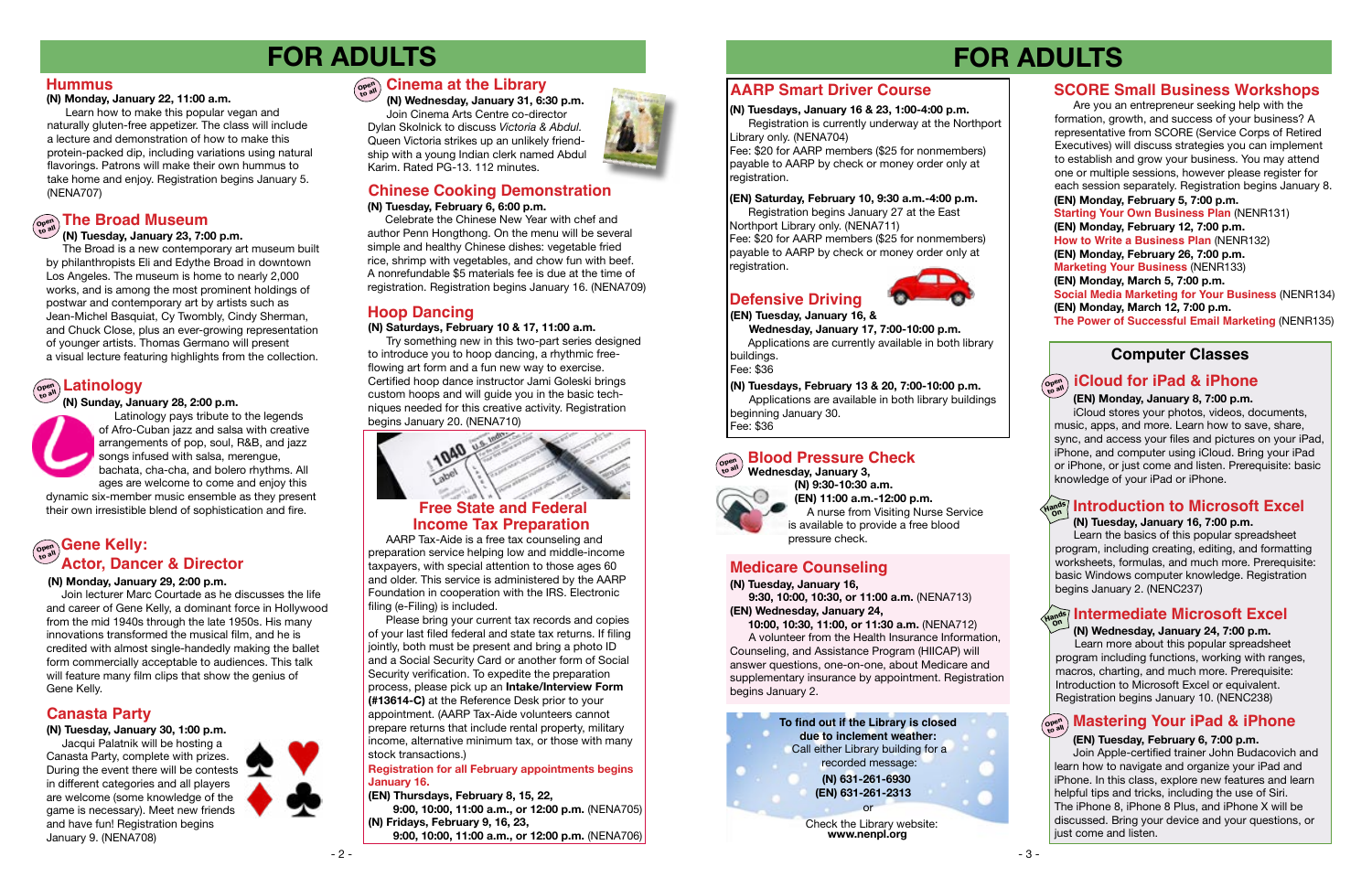# FOR ADULTS

## Hummus

**(N) Monday, January 22, 11:00 a.m.**

Learn how to make this popular vegan and naturally gluten-free appetizer. The class will include a lecture and demonstration of how to make this protein-packed dip, including variations using natural flavorings. Patrons will make their own hummus to take home and enjoy. Registration begins January 5. (NENA707)

## The Broad Museum

Open to all

**(N) Tuesday, January 23, 7:00 p.m.**

The Broad is a new contemporary art museum built by philanthropists Eli and Edythe Broad in downtown Los Angeles. The museum is home to nearly 2,000 works, and is among the most prominent holdings of postwar and contemporary art by artists such as Jean-Michel Basquiat, Cy Twombly, Cindy Sherman, and Chuck Close, plus an ever-growing representation of younger artists. Thomas Germano will present a visual lecture featuring highlights from the collection.

## Latinology

Open to all

**(N) Sunday, January 28, 2:00 p.m.**

Latinology pays tribute to the legends of Afro-Cuban jazz and salsa with creative arrangements of pop, soul, R&B, and jazz songs infused with salsa, merengue, bachata, cha-cha, and bolero rhythms. All ages are welcome to come and enjoy this dynamic six-member music ensemble as they present their own irresistible blend of sophistication and fire.

## Gene Kelly: Actor, Dancer & Director

Open to all

**(N) Monday, January 29, 2:00 p.m.**

Join lecturer Marc Courtade as he discusses the life and career of Gene Kelly, a dominant force in Hollywood from the mid 1940s through the late 1950s. His many innovations transformed the musical film, and he is credited with almost single-handedly making the ballet form commercially acceptable to audiences. This talk will feature many film clips that show the genius of Gene Kelly.

## Canasta Party

**(N) Tuesday, January 30, 1:00 p.m.**

Jacqui Palatnik will be hosting a Canasta Party, complete with prizes. During the event there will be contests in different categories and all players are welcome (some knowledge of the game is necessary). Meet new friends and have fun! Registration begins January 9. (NENA708)

## Cinema at the Library

Open to all

**(N) Wednesday, January 31, 6:30 p.m.**

Join Cinema Arts Centre co-director Dylan Skolnick to discuss *Victoria & Abdul*. Queen Victoria strikes up an unlikely friendship with a young Indian clerk named Abdul Karim. Rated PG-13. 112 minutes.

## Chinese Cooking Demonstration

**(N) Tuesday, February 6, 6:00 p.m.**

Celebrate the Chinese New Year with chef and author Penn Hongthong. On the menu will be several simple and healthy Chinese dishes: vegetable fried rice, shrimp with vegetables, and chow fun with beef. A nonrefundable $5 materials fee is due at the time of registration. Registration begins January 16. (NENA709)

## Hoop Dancing

**(N) Saturdays, February 10 & 17, 11:00 a.m.**

Try something new in this two-part series designed to introduce you to hoop dancing, a rhythmic free-flowing art form and a fun new way to exercise. Certified hoop dance instructor Jami Goleski brings custom hoops and will guide you in the basic techniques needed for this creative activity. Registration begins January 20. (NENA710)

## Free State and Federal Income Tax Preparation

AARP Tax-Aide is a free tax counseling and preparation service helping low and middle-income taxpayers, with special attention to those ages 60 and older. This service is administered by the AARP Foundation in cooperation with the IRS. Electronic filing (e-Filing) is included.

Please bring your current tax records and copies of your last filed federal and state tax returns. If filing jointly, both must be present and bring a photo ID and a Social Security Card or another form of Social Security verification. To expedite the preparation process, please pick up an **Intake/Interview Form (#13614-C)** at the Reference Desk prior to your appointment. (AARP Tax-Aide volunteers cannot prepare returns that include rental property, military income, alternative minimum tax, or those with many stock transactions.)

**Registration for all February appointments begins January 16.**

**(EN) Thursdays, February 8, 15, 22,**
**9:00, 10:00, 11:00 a.m., or 12:00 p.m.** (NENA705)
**(N) Fridays, February 9, 16, 23,**
**9:00, 10:00, 11:00 a.m., or 12:00 p.m.** (NENA706)

# FOR ADULTS

## AARP Smart Driver Course

**(N) Tuesdays, January 16 & 23, 1:00-4:00 p.m.**

Registration is currently underway at the Northport Library only. (NENA704)
Fee: $20 for AARP members ($25 for nonmembers) payable to AARP by check or money order only at registration.

**(EN) Saturday, February 10, 9:30 a.m.-4:00 p.m.**

Registration begins January 27 at the East Northport Library only. (NENA711)
Fee: $20 for AARP members ($25 for nonmembers) payable to AARP by check or money order only at registration.

## Defensive Driving

**(EN) Tuesday, January 16, &**
**Wednesday, January 17, 7:00-10:00 p.m.**

Applications are currently available in both library buildings.
Fee: $36

**(N) Tuesdays, February 13 & 20, 7:00-10:00 p.m.**

Applications are available in both library buildings beginning January 30.
Fee: $36

## Blood Pressure Check

Open to all

**Wednesday, January 3,**
**(N) 9:30-10:30 a.m.**
**(EN) 11:00 a.m.-12:00 p.m.**

A nurse from Visiting Nurse Service is available to provide a free blood pressure check.

## Medicare Counseling

**(N) Tuesday, January 16,**
**9:30, 10:00, 10:30, or 11:00 a.m.** (NENA713)
**(EN) Wednesday, January 24,**
**10:00, 10:30, 11:00, or 11:30 a.m.** (NENA712)

A volunteer from the Health Insurance Information, Counseling, and Assistance Program (HIICAP) will answer questions, one-on-one, about Medicare and supplementary insurance by appointment. Registration begins January 2.

**To find out if the Library is closed due to inclement weather:**
Call either Library building for a recorded message:
**(N) 631-261-6930**
**(EN) 631-261-2313**
or
Check the Library website:
**www.nenpl.org**

## SCORE Small Business Workshops

Are you an entrepreneur seeking help with the formation, growth, and success of your business? A representative from SCORE (Service Corps of Retired Executives) will discuss strategies you can implement to establish and grow your business. You may attend one or multiple sessions, however please register for each session separately. Registration begins January 8.

**(EN) Monday, February 5, 7:00 p.m.**
**Starting Your Own Business Plan** (NENR131)
**(EN) Monday, February 12, 7:00 p.m.**
**How to Write a Business Plan** (NENR132)
**(EN) Monday, February 26, 7:00 p.m.**
**Marketing Your Business** (NENR133)
**(EN) Monday, March 5, 7:00 p.m.**
**Social Media Marketing for Your Business** (NENR134)
**(EN) Monday, March 12, 7:00 p.m.**
**The Power of Successful Email Marketing** (NENR135)

## Computer Classes

### iCloud for iPad & iPhone

Open to all

**(EN) Monday, January 8, 7:00 p.m.**

iCloud stores your photos, videos, documents, music, apps, and more. Learn how to save, share, sync, and access your files and pictures on your iPad, iPhone, and computer using iCloud. Bring your iPad or iPhone, or just come and listen. Prerequisite: basic knowledge of your iPad or iPhone.

### Introduction to Microsoft Excel

Hands On

**(N) Tuesday, January 16, 7:00 p.m.**

Learn the basics of this popular spreadsheet program, including creating, editing, and formatting worksheets, formulas, and much more. Prerequisite: basic Windows computer knowledge. Registration begins January 2. (NENC237)

### Intermediate Microsoft Excel

Hands On

**(N) Wednesday, January 24, 7:00 p.m.**

Learn more about this popular spreadsheet program including functions, working with ranges, macros, charting, and much more. Prerequisite: Introduction to Microsoft Excel or equivalent. Registration begins January 10. (NENC238)

### Mastering Your iPad & iPhone

Open to all

**(EN) Tuesday, February 6, 7:00 p.m.**

Join Apple-certified trainer John Budacovich and learn how to navigate and organize your iPad and iPhone. In this class, explore new features and learn helpful tips and tricks, including the use of Siri. The iPhone 8, iPhone 8 Plus, and iPhone X will be discussed. Bring your device and your questions, or just come and listen.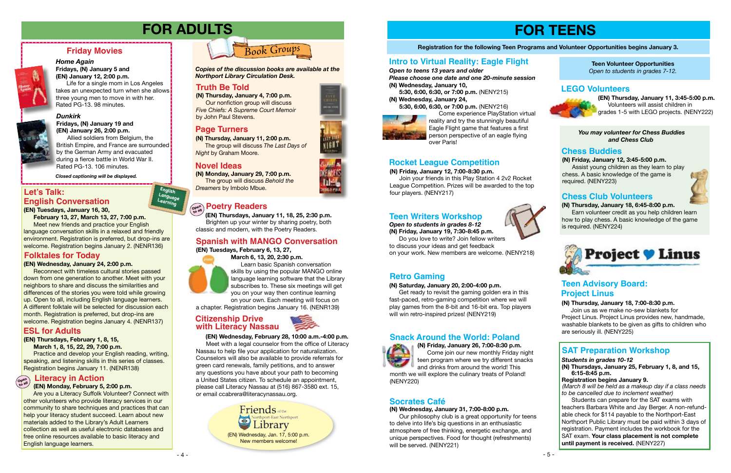# FOR ADULTS

## Friday Movies

### Home Again

**Fridays, (N) January 5 and**
**(EN) January 12, 2:00 p.m.**

Life for a single mom in Los Angeles takes an unexpected turn when she allows three young men to move in with her. Rated PG-13. 98 minutes.

### Dunkirk

**Fridays, (N) January 19 and**
**(EN) January 26, 2:00 p.m.**

Allied soldiers from Belgium, the British Empire, and France are surrounded by the German Army and evacuated during a fierce battle in World War II. Rated PG-13. 106 minutes.

*Closed captioning will be displayed.*

## Let's Talk: English Conversation

English Language Learning

**(EN) Tuesdays, January 16, 30, February 13, 27, March 13, 27, 7:00 p.m.**

Meet new friends and practice your English language conversation skills in a relaxed and friendly environment. Registration is preferred, but drop-ins are welcome. Registration begins January 2. (NENR136)

## Folktales for Today

**(EN) Wednesday, January 24, 2:00 p.m.**

Reconnect with timeless cultural stories passed down from one generation to another. Meet with your neighbors to share and discuss the similarities and differences of the stories you were told while growing up. Open to all, including English language learners. A different folktale will be selected for discussion each month. Registration is preferred, but drop-ins are welcome. Registration begins January 4. (NENR137)

## ESL for Adults

**(EN) Thursdays, February 1, 8, 15, March 1, 8, 15, 22, 29, 7:00 p.m.**

Practice and develop your English reading, writing, speaking, and listening skills in this series of classes. Registration begins January 11. (NENR138)

## Literacy in Action

Open to all

**(EN) Monday, February 5, 2:00 p.m.**

Are you a Literacy Suffolk Volunteer? Connect with other volunteers who provide literacy services in our community to share techniques and practices that can help your literacy student succeed. Learn about new materials added to the Library's Adult Learners collection as well as useful electronic databases and free online resources available to basic literacy and English language learners.

## Book Groups

*Copies of the discussion books are available at the Northport Library Circulation Desk.*

### Truth Be Told

**(N) Thursday, January 4, 7:00 p.m.**

Our nonfiction group will discuss *Five Chiefs: A Supreme Court Memoir* by John Paul Stevens.

### Page Turners

**(N) Thursday, January 11, 2:00 p.m.**

The group will discuss *The Last Days of Night* by Graham Moore.

### Novel Ideas

**(N) Monday, January 29, 7:00 p.m.**

The group will discuss *Behold the Dreamers* by Imbolo Mbue.

## Poetry Readers

Open to all

**(EN) Thursdays, January 11, 18, 25, 2:30 p.m.**

Brighten up your winter by sharing poetry, both classic and modern, with the Poetry Readers.

## Spanish with MANGO Conversation

**(EN) Tuesdays, February 6, 13, 27, March 6, 13, 20, 2:30 p.m.**

Learn basic Spanish conversation skills by using the popular MANGO online language learning software that the Library subscribes to. These six meetings will get you on your way then continue learning on your own. Each meeting will focus on a chapter. Registration begins January 16. (NENR139)

## Citizenship Drive with Literacy Nassau

**(EN) Wednesday, February 28, 10:00 a.m.-4:00 p.m.**

Meet with a legal counselor from the office of Literacy Nassau to help file your application for naturalization. Counselors will also be available to provide referrals for green card renewals, family petitions, and to answer any questions you have about your path to becoming a United States citizen. To schedule an appointment, please call Literacy Nassau at (516) 867-3580 ext. 15, or email ccabrera@literacynassau.org.

**Friends of the Northport-East Northport Library**

(EN) Wednesday, Jan. 17, 5:00 p.m.
New members welcome!

# FOR TEENS

**Registration for the following Teen Programs and Volunteer Opportunities begins January 3.**

## Intro to Virtual Reality: Eagle Flight

***Open to teens 13 years and older***
***Please choose one date and one 20-minute session***

**(N) Wednesday, January 10,**
**5:30, 6:00, 6:30, or 7:00 p.m.** (NENY215)

**(N) Wednesday, January 24,**
**5:30, 6:00, 6:30, or 7:00 p.m.** (NENY216)

Come experience PlayStation virtual reality and try the stunningly beautiful Eagle Flight game that features a first person perspective of an eagle flying over Paris!

## Rocket League Competition

**(N) Friday, January 12, 7:00-8:30 p.m.**

Join your friends in this Play Station 4 2v2 Rocket League Competition. Prizes will be awarded to the top four players. (NENY217)

## Teen Writers Workshop

***Open to students in grades 8-12***
**(N) Friday, January 19, 7:30-8:45 p.m.**

Do you love to write? Join fellow writers to discuss your ideas and get feedback on your work. New members are welcome. (NENY218)

## Retro Gaming

**(N) Saturday, January 20, 2:00-4:00 p.m.**

Get ready to revisit the gaming golden era in this fast-paced, retro-gaming competition where we will play games from the 8-bit and 16-bit era. Top players will win retro-inspired prizes! (NENY219)

## Snack Around the World: Poland

**(N) Friday, January 26, 7:00-8:30 p.m.**

Come join our new monthly Friday night teen program where we try different snacks and drinks from around the world! This month we will explore the culinary treats of Poland! (NENY220)

## Socrates Café

**(N) Wednesday, January 31, 7:00-8:00 p.m.**

Our philosophy club is a great opportunity for teens to delve into life's big questions in an enthusiastic atmosphere of free thinking, energetic exchange, and unique perspectives. Food for thought (refreshments) will be served. (NENY221)

## Teen Volunteer Opportunities

*Open to students in grades 7-12.*

## LEGO Volunteers

**(EN) Thursday, January 11, 3:45-5:00 p.m.**

Volunteers will assist children in grades 1-5 with LEGO projects. (NENY222)

***You may volunteer for Chess Buddies and Chess Club***

## Chess Buddies

**(N) Friday, January 12, 3:45-5:00 p.m.**

Assist young children as they learn to play chess. A basic knowledge of the game is required. (NENY223)

## Chess Club Volunteers

**(N) Thursday, January 18, 6:45-8:00 p.m.**

Earn volunteer credit as you help children learn how to play chess. A basic knowledge of the game is required. (NENY224)

## Teen Advisory Board: Project Linus

**(N) Thursday, January 18, 7:00-8:30 p.m.**

Join us as we make no-sew blankets for Project Linus. Project Linus provides new, handmade, washable blankets to be given as gifts to children who are seriously ill. (NENY225)

## SAT Preparation Workshop

***Students in grades 10-12***
**(N) Thursdays, January 25, February 1, 8, and 15, 6:15-8:45 p.m.**
**Registration begins January 9.**
*(March 8 will be held as a makeup day if a class needs to be cancelled due to inclement weather)*

Students can prepare for the SAT exams with teachers Barbara White and Jay Berger. A non-refundable check for $114 payable to the Northport-East Northport Public Library must be paid within 3 days of registration. Payment includes the workbook for the SAT exam. **Your class placement is not complete until payment is received.** (NENY227)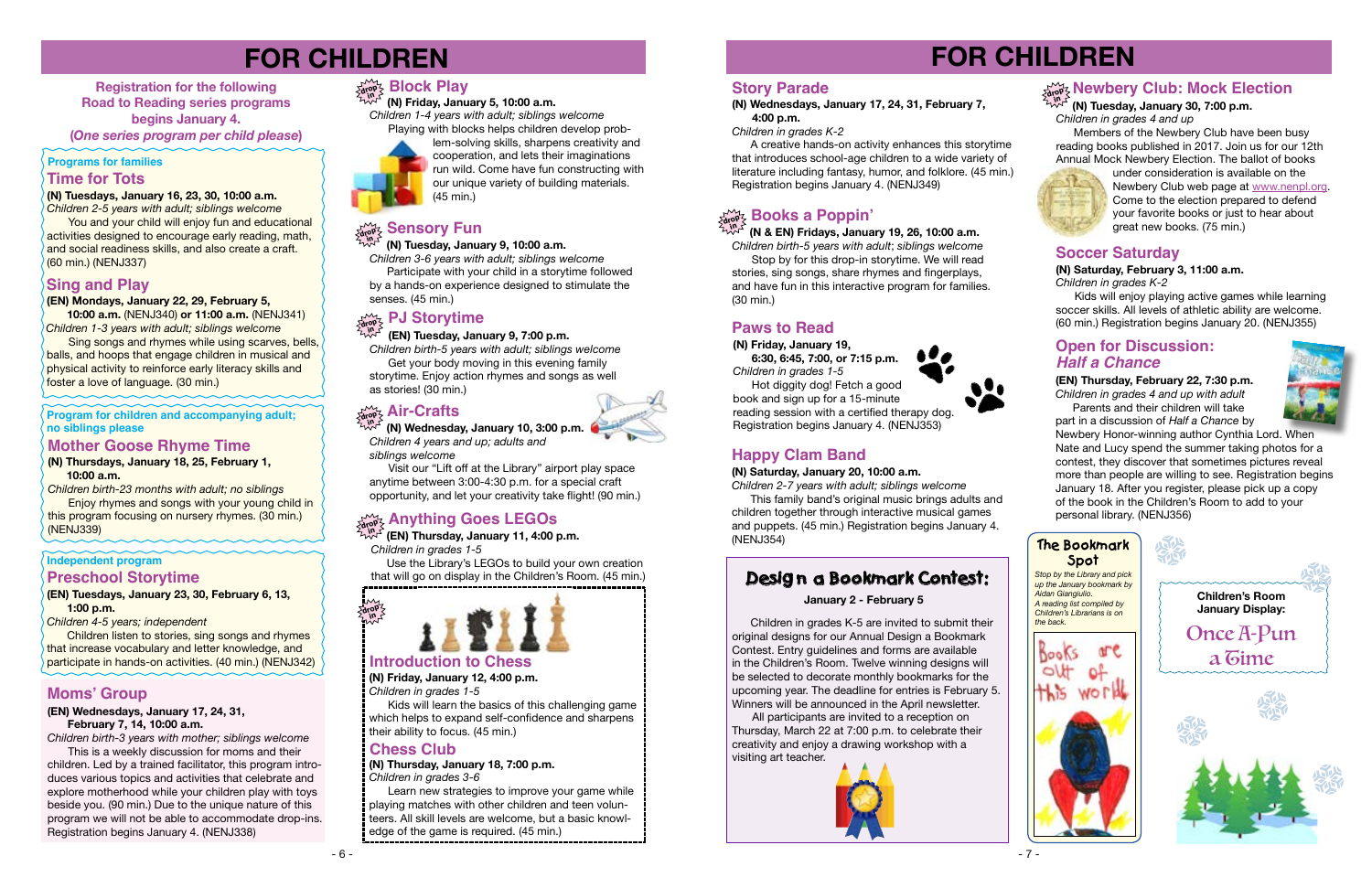# FOR CHILDREN

**Registration for the following Road to Reading series programs begins January 4. (*One series program per child please*)**

**Programs for families**

## Time for Tots

**(N) Tuesdays, January 16, 23, 30, 10:00 a.m.**
*Children 2-5 years with adult; siblings welcome*

You and your child will enjoy fun and educational activities designed to encourage early reading, math, and social readiness skills, and also create a craft. (60 min.) (NENJ337)

## Sing and Play

**(EN) Mondays, January 22, 29, February 5, 10:00 a.m.** (NENJ340) **or 11:00 a.m.** (NENJ341)
*Children 1-3 years with adult; siblings welcome*

Sing songs and rhymes while using scarves, bells, balls, and hoops that engage children in musical and physical activity to reinforce early literacy skills and foster a love of language. (30 min.)

**Program for children and accompanying adult; no siblings please**

## Mother Goose Rhyme Time

**(N) Thursdays, January 18, 25, February 1, 10:00 a.m.**
*Children birth-23 months with adult; no siblings*

Enjoy rhymes and songs with your young child in this program focusing on nursery rhymes. (30 min.) (NENJ339)

**Independent program**

## Preschool Storytime

**(EN) Tuesdays, January 23, 30, February 6, 13, 1:00 p.m.**
*Children 4-5 years; independent*

Children listen to stories, sing songs and rhymes that increase vocabulary and letter knowledge, and participate in hands-on activities. (40 min.) (NENJ342)

## Moms' Group

**(EN) Wednesdays, January 17, 24, 31, February 7, 14, 10:00 a.m.**
*Children birth-3 years with mother; siblings welcome*

This is a weekly discussion for moms and their children. Led by a trained facilitator, this program introduces various topics and activities that celebrate and explore motherhood while your children play with toys beside you. (90 min.) Due to the unique nature of this program we will not be able to accommodate drop-ins. Registration begins January 4. (NENJ338)

## Block Play

drop in

**(N) Friday, January 5, 10:00 a.m.**
*Children 1-4 years with adult; siblings welcome*

Playing with blocks helps children develop problem-solving skills, sharpens creativity and cooperation, and lets their imaginations run wild. Come have fun constructing with our unique variety of building materials. (45 min.)

## Sensory Fun

drop in

**(N) Tuesday, January 9, 10:00 a.m.**
*Children 3-6 years with adult; siblings welcome*

Participate with your child in a storytime followed by a hands-on experience designed to stimulate the senses. (45 min.)

## PJ Storytime

drop in

**(EN) Tuesday, January 9, 7:00 p.m.**
*Children birth-5 years with adult; siblings welcome*

Get your body moving in this evening family storytime. Enjoy action rhymes and songs as well as stories! (30 min.)

## Air-Crafts

drop in

**(N) Wednesday, January 10, 3:00 p.m.**
*Children 4 years and up; adults and siblings welcome*

Visit our "Lift off at the Library" airport play space anytime between 3:00-4:30 p.m. for a special craft opportunity, and let your creativity take flight! (90 min.)

## Anything Goes LEGOs

drop in

**(EN) Thursday, January 11, 4:00 p.m.**
*Children in grades 1-5*

Use the Library's LEGOs to build your own creation that will go on display in the Children's Room. (45 min.)

drop in

## Introduction to Chess

**(N) Friday, January 12, 4:00 p.m.**
*Children in grades 1-5*

Kids will learn the basics of this challenging game which helps to expand self-confidence and sharpens their ability to focus. (45 min.)

## Chess Club

**(N) Thursday, January 18, 7:00 p.m.**
*Children in grades 3-6*

Learn new strategies to improve your game while playing matches with other children and teen volunteers. All skill levels are welcome, but a basic knowledge of the game is required. (45 min.)

# FOR CHILDREN

## Story Parade

**(N) Wednesdays, January 17, 24, 31, February 7, 4:00 p.m.**
*Children in grades K-2*

A creative hands-on activity enhances this storytime that introduces school-age children to a wide variety of literature including fantasy, humor, and folklore. (45 min.) Registration begins January 4. (NENJ349)

## Books a Poppin'

drop in

**(N & EN) Fridays, January 19, 26, 10:00 a.m.**
*Children birth-5 years with adult; siblings welcome*

Stop by for this drop-in storytime. We will read stories, sing songs, share rhymes and fingerplays, and have fun in this interactive program for families. (30 min.)

## Paws to Read

**(N) Friday, January 19, 6:30, 6:45, 7:00, or 7:15 p.m.**
*Children in grades 1-5*

Hot diggity dog! Fetch a good book and sign up for a 15-minute reading session with a certified therapy dog. Registration begins January 4. (NENJ353)

## Happy Clam Band

**(N) Saturday, January 20, 10:00 a.m.**
*Children 2-7 years with adult; siblings welcome*

This family band's original music brings adults and children together through interactive musical games and puppets. (45 min.) Registration begins January 4. (NENJ354)

## Design a Bookmark Contest:

**January 2 - February 5**

Children in grades K-5 are invited to submit their original designs for our Annual Design a Bookmark Contest. Entry guidelines and forms are available in the Children's Room. Twelve winning designs will be selected to decorate monthly bookmarks for the upcoming year. The deadline for entries is February 5. Winners will be announced in the April newsletter.

All participants are invited to a reception on Thursday, March 22 at 7:00 p.m. to celebrate their creativity and enjoy a drawing workshop with a visiting art teacher.

## Newbery Club: Mock Election

drop in

**(N) Tuesday, January 30, 7:00 p.m.**
*Children in grades 4 and up*

Members of the Newbery Club have been busy reading books published in 2017. Join us for our 12th Annual Mock Newbery Election. The ballot of books under consideration is available on the Newbery Club web page at www.nenpl.org. Come to the election prepared to defend your favorite books or just to hear about great new books. (75 min.)

## Soccer Saturday

**(N) Saturday, February 3, 11:00 a.m.**
*Children in grades K-2*

Kids will enjoy playing active games while learning soccer skills. All levels of athletic ability are welcome. (60 min.) Registration begins January 20. (NENJ355)

## Open for Discussion: *Half a Chance*

**(EN) Thursday, February 22, 7:30 p.m.**
*Children in grades 4 and up with adult*

Parents and their children will take part in a discussion of *Half a Chance* by Newbery Honor-winning author Cynthia Lord. When Nate and Lucy spend the summer taking photos for a contest, they discover that sometimes pictures reveal more than people are willing to see. Registration begins January 18. After you register, please pick up a copy of the book in the Children's Room to add to your personal library. (NENJ356)

## The Bookmark Spot

*Stop by the Library and pick up the January bookmark by Aidan Giangiulio. A reading list compiled by Children's Librarians is on the back.*

**Children's Room January Display:**

Once A-Pun a Time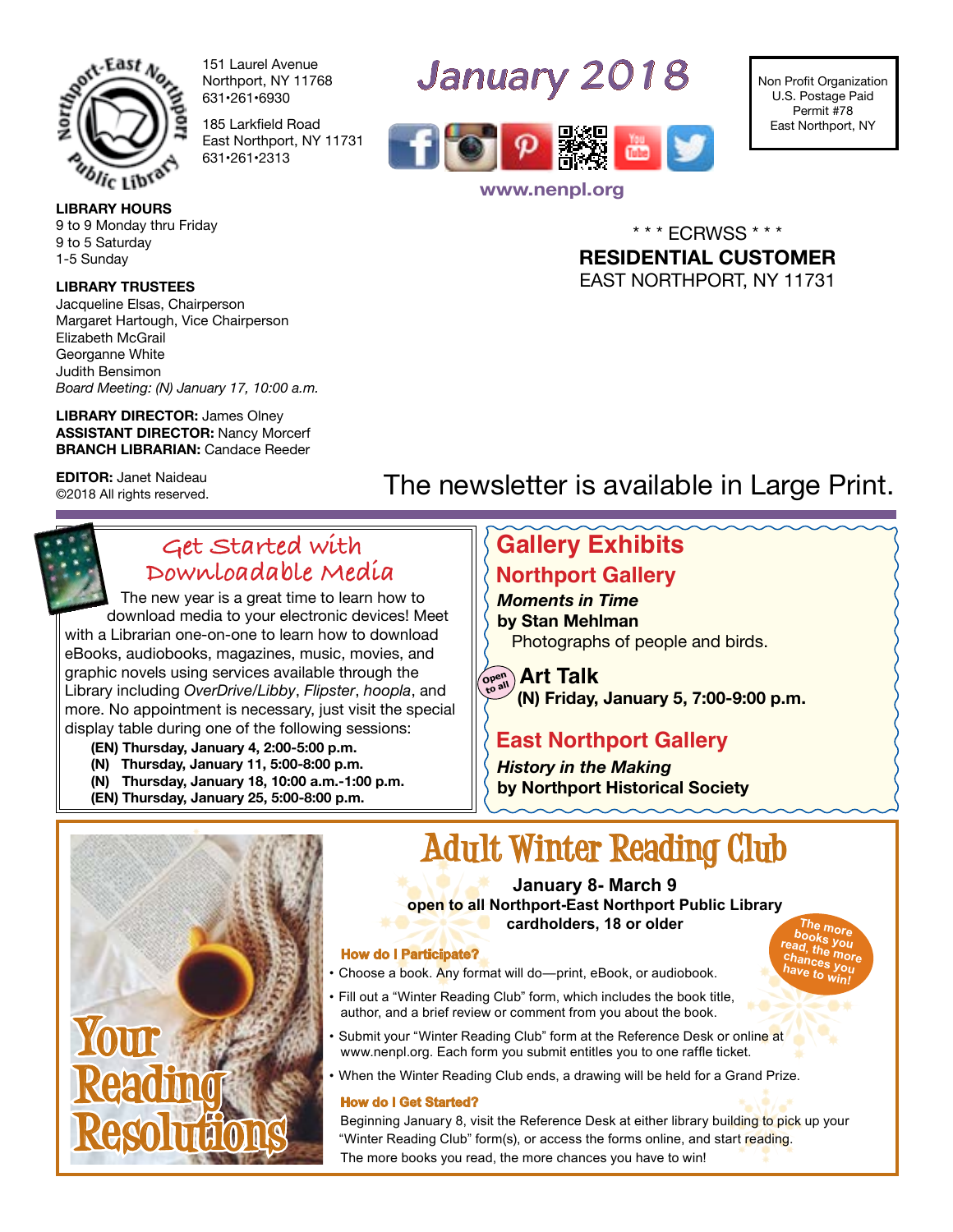151 Laurel Avenue
Northport, NY 11768
631•261•6930

185 Larkfield Road
East Northport, NY 11731
631•261•2313

# January 2018

www.nenpl.org

Non Profit Organization
U.S. Postage Paid
Permit #78
East Northport, NY

\* \* \* ECRWSS \* \* \*
**RESIDENTIAL CUSTOMER**
EAST NORTHPORT, NY 11731

**LIBRARY HOURS**
9 to 9 Monday thru Friday
9 to 5 Saturday
1-5 Sunday

**LIBRARY TRUSTEES**
Jacqueline Elsas, Chairperson
Margaret Hartough, Vice Chairperson
Elizabeth McGrail
Georganne White
Judith Bensimon
*Board Meeting: (N) January 17, 10:00 a.m.*

**LIBRARY DIRECTOR:** James Olney
**ASSISTANT DIRECTOR:** Nancy Morcerf
**BRANCH LIBRARIAN:** Candace Reeder

**EDITOR:** Janet Naideau
©2018 All rights reserved.

The newsletter is available in Large Print.

## Get Started with Downloadable Media

The new year is a great time to learn how to download media to your electronic devices! Meet with a Librarian one-on-one to learn how to download eBooks, audiobooks, magazines, music, movies, and graphic novels using services available through the Library including *OverDrive/Libby*, *Flipster*, *hoopla*, and more. No appointment is necessary, just visit the special display table during one of the following sessions:

**(EN) Thursday, January 4, 2:00-5:00 p.m.**
**(N) Thursday, January 11, 5:00-8:00 p.m.**
**(N) Thursday, January 18, 10:00 a.m.-1:00 p.m.**
**(EN) Thursday, January 25, 5:00-8:00 p.m.**

## Gallery Exhibits

### Northport Gallery

***Moments in Time***
**by Stan Mehlman**
Photographs of people and birds.

Open to all
**Art Talk**
**(N) Friday, January 5, 7:00-9:00 p.m.**

### East Northport Gallery

***History in the Making***
**by Northport Historical Society**

## Adult Winter Reading Club

Your Reading Resolutions

**January 8- March 9**
**open to all Northport-East Northport Public Library cardholders, 18 or older**

The more books you read, the more chances you have to win!

**How do I Participate?**

- Choose a book. Any format will do—print, eBook, or audiobook.
- Fill out a "Winter Reading Club" form, which includes the book title, author, and a brief review or comment from you about the book.
- Submit your "Winter Reading Club" form at the Reference Desk or online at www.nenpl.org. Each form you submit entitles you to one raffle ticket.
- When the Winter Reading Club ends, a drawing will be held for a Grand Prize.

**How do I Get Started?**

Beginning January 8, visit the Reference Desk at either library building to pick up your "Winter Reading Club" form(s), or access the forms online, and start reading. The more books you read, the more chances you have to win!